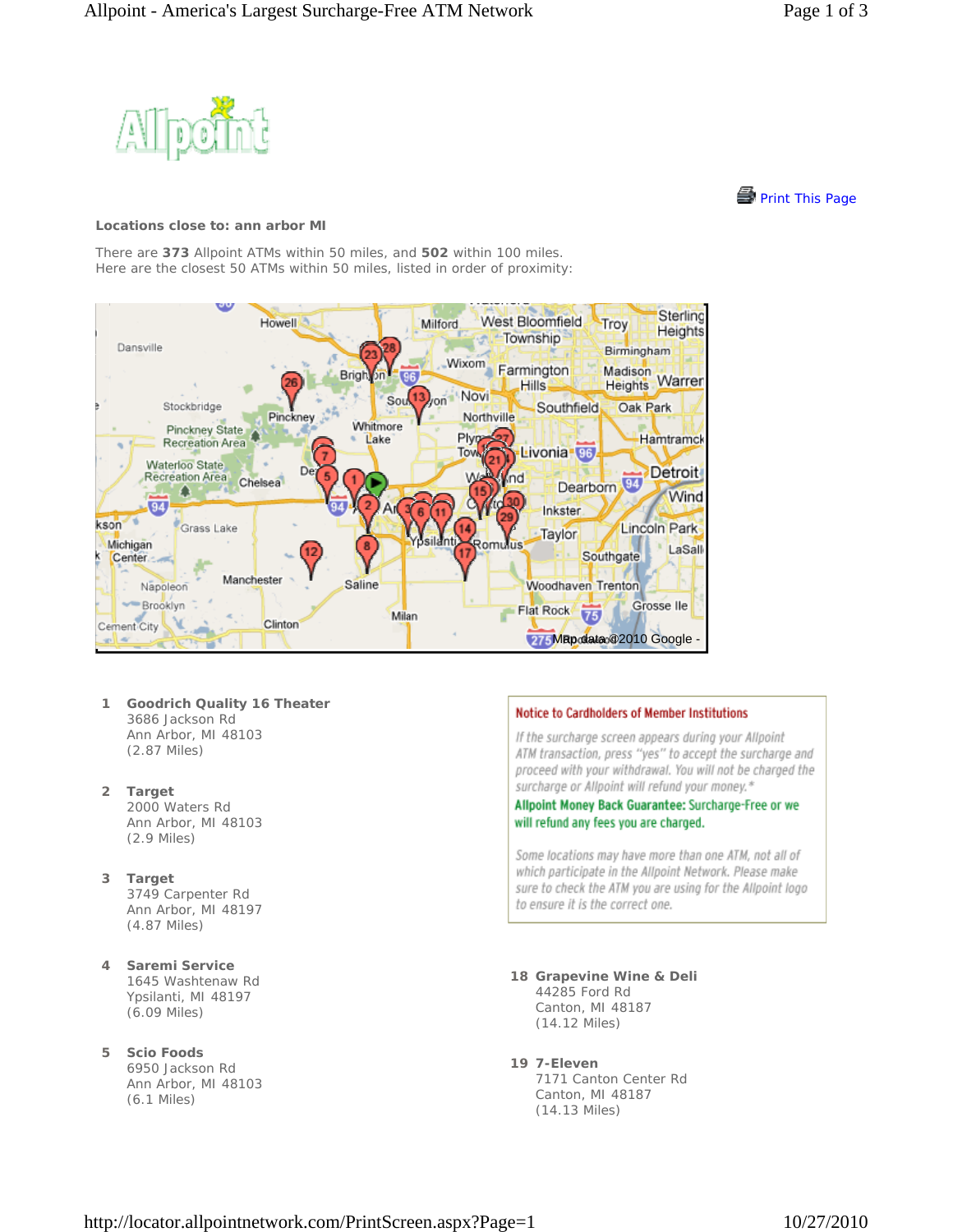Allpoint

Print This Page

**Locations close to: ann arbor MI**

There are **373** Allpoint ATMs within 50 miles, and **502** within 100 miles.
Here are the closest 50 ATMs within 50 miles, listed in order of proximity:

Map data ©2010 Google -

**1 Goodrich Quality 16 Theater**
3686 Jackson Rd
Ann Arbor, MI 48103
(2.87 Miles)

**2 Target**
2000 Waters Rd
Ann Arbor, MI 48103
(2.9 Miles)

**3 Target**
3749 Carpenter Rd
Ann Arbor, MI 48197
(4.87 Miles)

**4 Saremi Service**
1645 Washtenaw Rd
Ypsilanti, MI 48197
(6.09 Miles)

**5 Scio Foods**
6950 Jackson Rd
Ann Arbor, MI 48103
(6.1 Miles)

**Notice to Cardholders of Member Institutions**

*If the surcharge screen appears during your Allpoint ATM transaction, press "yes" to accept the surcharge and proceed with your withdrawal. You will not be charged the surcharge or Allpoint will refund your money.**

**Allpoint Money Back Guarantee: Surcharge-Free or we will refund any fees you are charged.**

*Some locations may have more than one ATM, not all of which participate in the Allpoint Network. Please make sure to check the ATM you are using for the Allpoint logo to ensure it is the correct one.*

**18 Grapevine Wine & Deli**
44285 Ford Rd
Canton, MI 48187
(14.12 Miles)

**19 7-Eleven**
7171 Canton Center Rd
Canton, MI 48187
(14.13 Miles)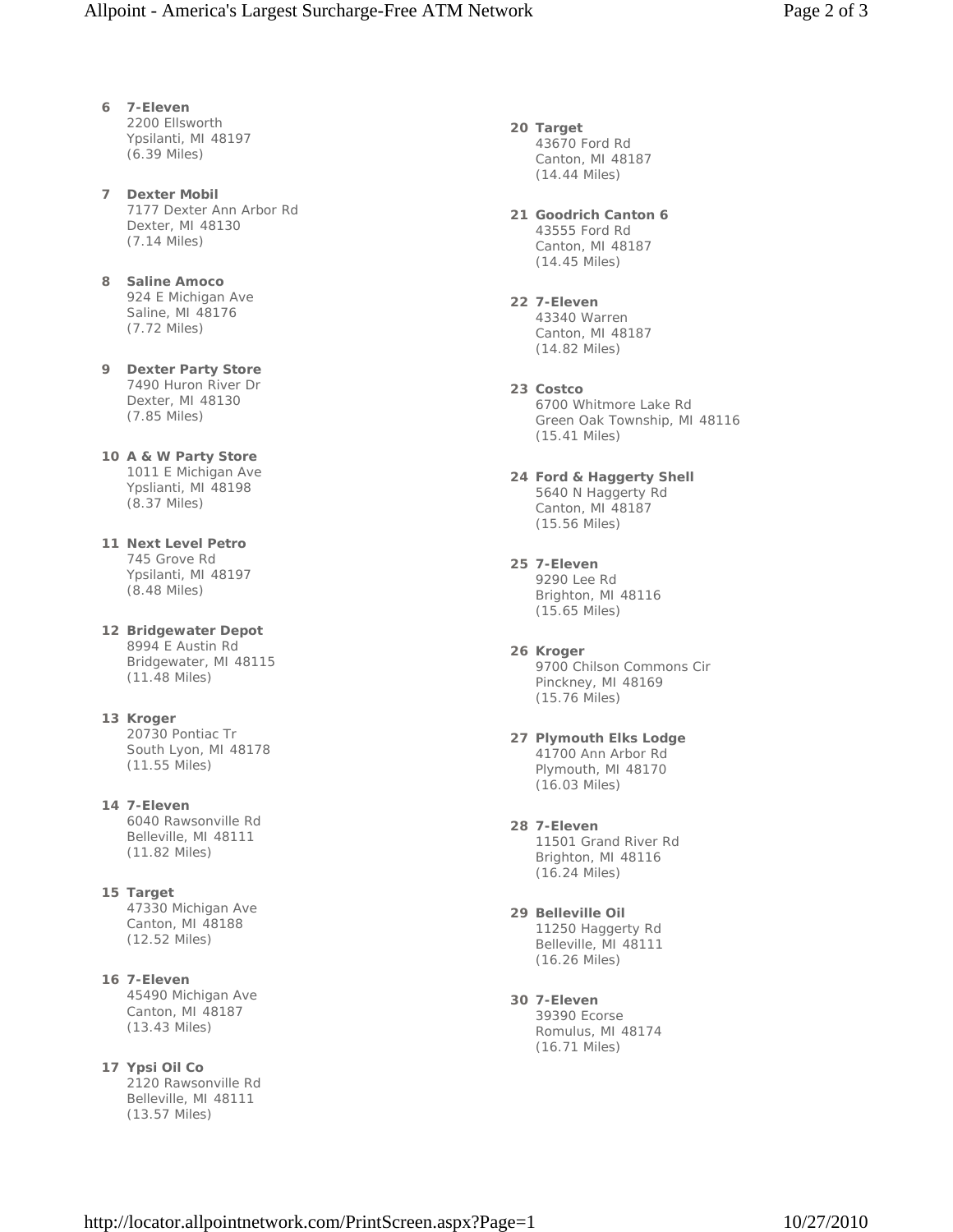6 **7-Eleven**
2200 Ellsworth
Ypsilanti, MI 48197
(6.39 Miles)

7 **Dexter Mobil**
7177 Dexter Ann Arbor Rd
Dexter, MI 48130
(7.14 Miles)

8 **Saline Amoco**
924 E Michigan Ave
Saline, MI 48176
(7.72 Miles)

9 **Dexter Party Store**
7490 Huron River Dr
Dexter, MI 48130
(7.85 Miles)

10 **A & W Party Store**
1011 E Michigan Ave
Ypslianti, MI 48198
(8.37 Miles)

11 **Next Level Petro**
745 Grove Rd
Ypsilanti, MI 48197
(8.48 Miles)

12 **Bridgewater Depot**
8994 E Austin Rd
Bridgewater, MI 48115
(11.48 Miles)

13 **Kroger**
20730 Pontiac Tr
South Lyon, MI 48178
(11.55 Miles)

14 **7-Eleven**
6040 Rawsonville Rd
Belleville, MI 48111
(11.82 Miles)

15 **Target**
47330 Michigan Ave
Canton, MI 48188
(12.52 Miles)

16 **7-Eleven**
45490 Michigan Ave
Canton, MI 48187
(13.43 Miles)

17 **Ypsi Oil Co**
2120 Rawsonville Rd
Belleville, MI 48111
(13.57 Miles)

20 **Target**
43670 Ford Rd
Canton, MI 48187
(14.44 Miles)

21 **Goodrich Canton 6**
43555 Ford Rd
Canton, MI 48187
(14.45 Miles)

22 **7-Eleven**
43340 Warren
Canton, MI 48187
(14.82 Miles)

23 **Costco**
6700 Whitmore Lake Rd
Green Oak Township, MI 48116
(15.41 Miles)

24 **Ford & Haggerty Shell**
5640 N Haggerty Rd
Canton, MI 48187
(15.56 Miles)

25 **7-Eleven**
9290 Lee Rd
Brighton, MI 48116
(15.65 Miles)

26 **Kroger**
9700 Chilson Commons Cir
Pinckney, MI 48169
(15.76 Miles)

27 **Plymouth Elks Lodge**
41700 Ann Arbor Rd
Plymouth, MI 48170
(16.03 Miles)

28 **7-Eleven**
11501 Grand River Rd
Brighton, MI 48116
(16.24 Miles)

29 **Belleville Oil**
11250 Haggerty Rd
Belleville, MI 48111
(16.26 Miles)

30 **7-Eleven**
39390 Ecorse
Romulus, MI 48174
(16.71 Miles)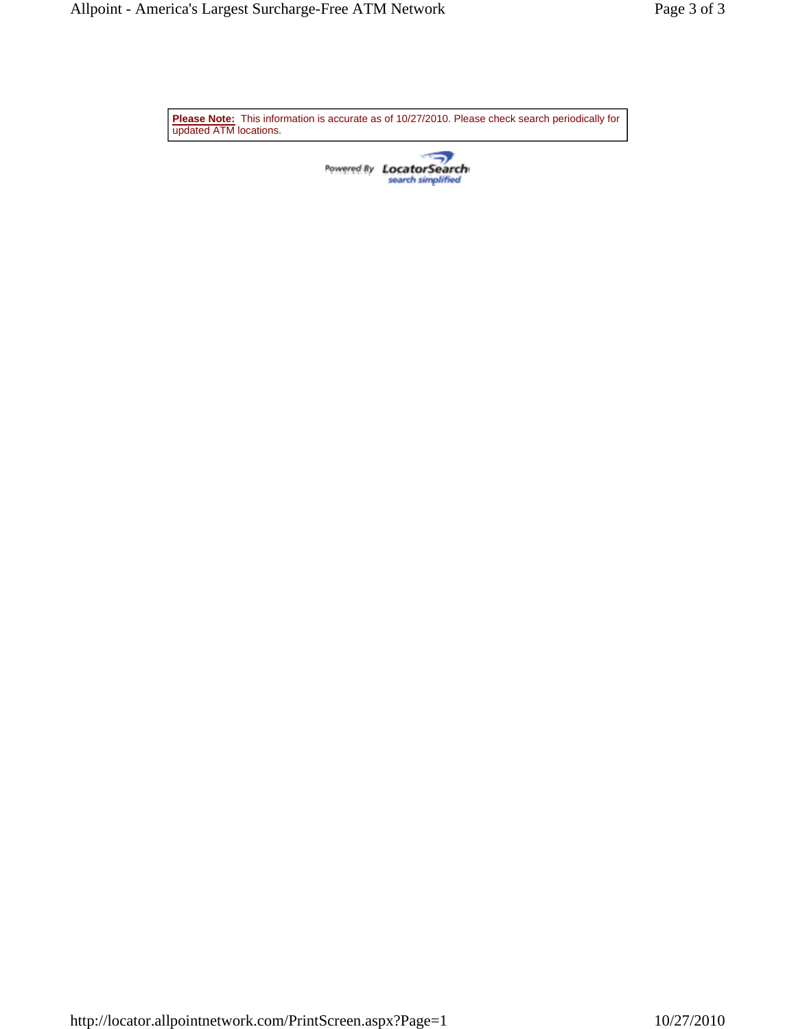**Please Note:** This information is accurate as of 10/27/2010. Please check search periodically for updated ATM locations.

Powered By LocatorSearch search simplified